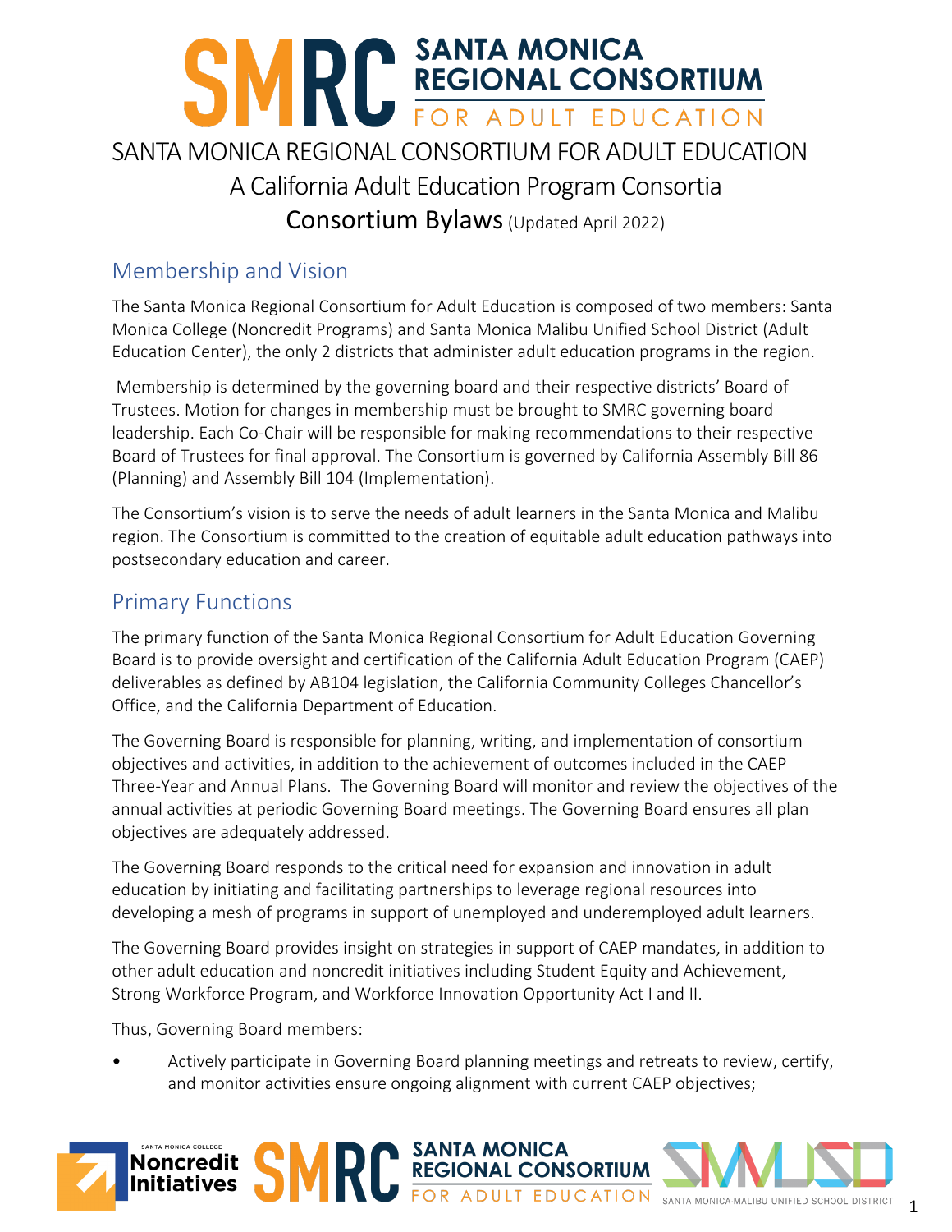# SANTA MONICA REGIONAL CONSORTIUM FOR ADULT EDUCATION

## A California Adult Education Program Consortia

### Consortium Bylaws (Updated April 2022)

## Membership and Vision

The Santa Monica Regional Consortium for Adult Education is composed of two members: Santa Monica College (Noncredit Programs) and Santa Monica Malibu Unified School District (Adult Education Center), the only 2 districts that administer adult education programs in the region.

Membership is determined by the governing board and their respective districts' Board of Trustees. Motion for changes in membership must be brought to SMRC governing board leadership. Each Co-Chair will be responsible for making recommendations to their respective Board of Trustees for final approval. The Consortium is governed by California Assembly Bill 86 (Planning) and Assembly Bill 104 (Implementation).

The Consortium's vision is to serve the needs of adult learners in the Santa Monica and Malibu region. The Consortium is committed to the creation of equitable adult education pathways into postsecondary education and career.

## Primary Functions

The primary function of the Santa Monica Regional Consortium for Adult Education Governing Board is to provide oversight and certification of the California Adult Education Program (CAEP) deliverables as defined by AB104 legislation, the California Community Colleges Chancellor's Office, and the California Department of Education.

The Governing Board is responsible for planning, writing, and implementation of consortium objectives and activities, in addition to the achievement of outcomes included in the CAEP Three-Year and Annual Plans. The Governing Board will monitor and review the objectives of the annual activities at periodic Governing Board meetings. The Governing Board ensures all plan objectives are adequately addressed.

The Governing Board responds to the critical need for expansion and innovation in adult education by initiating and facilitating partnerships to leverage regional resources into developing a mesh of programs in support of unemployed and underemployed adult learners.

The Governing Board provides insight on strategies in support of CAEP mandates, in addition to other adult education and noncredit initiatives including Student Equity and Achievement, Strong Workforce Program, and Workforce Innovation Opportunity Act I and II.

Thus, Governing Board members:

- Actively participate in Governing Board planning meetings and retreats to review, certify, and monitor activities ensure ongoing alignment with current CAEP objectives;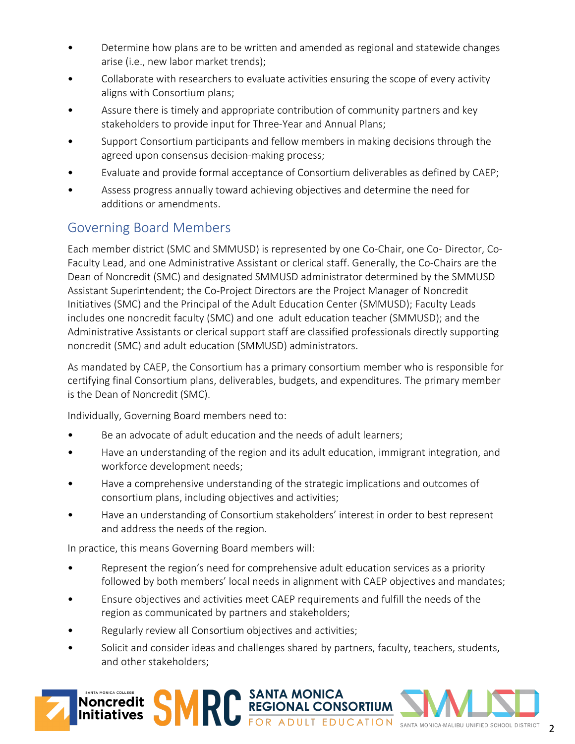- Determine how plans are to be written and amended as regional and statewide changes arise (i.e., new labor market trends);
- Collaborate with researchers to evaluate activities ensuring the scope of every activity aligns with Consortium plans;
- Assure there is timely and appropriate contribution of community partners and key stakeholders to provide input for Three-Year and Annual Plans;
- Support Consortium participants and fellow members in making decisions through the agreed upon consensus decision-making process;
- Evaluate and provide formal acceptance of Consortium deliverables as defined by CAEP;
- Assess progress annually toward achieving objectives and determine the need for additions or amendments.

## Governing Board Members

Each member district (SMC and SMMUSD) is represented by one Co-Chair, one Co- Director, Co-Faculty Lead, and one Administrative Assistant or clerical staff. Generally, the Co-Chairs are the Dean of Noncredit (SMC) and designated SMMUSD administrator determined by the SMMUSD Assistant Superintendent; the Co-Project Directors are the Project Manager of Noncredit Initiatives (SMC) and the Principal of the Adult Education Center (SMMUSD); Faculty Leads includes one noncredit faculty (SMC) and one adult education teacher (SMMUSD); and the Administrative Assistants or clerical support staff are classified professionals directly supporting noncredit (SMC) and adult education (SMMUSD) administrators.

As mandated by CAEP, the Consortium has a primary consortium member who is responsible for certifying final Consortium plans, deliverables, budgets, and expenditures. The primary member is the Dean of Noncredit (SMC).

Individually, Governing Board members need to:

- Be an advocate of adult education and the needs of adult learners;
- Have an understanding of the region and its adult education, immigrant integration, and workforce development needs;
- Have a comprehensive understanding of the strategic implications and outcomes of consortium plans, including objectives and activities;
- Have an understanding of Consortium stakeholders' interest in order to best represent and address the needs of the region.

In practice, this means Governing Board members will:

- Represent the region's need for comprehensive adult education services as a priority followed by both members' local needs in alignment with CAEP objectives and mandates;
- Ensure objectives and activities meet CAEP requirements and fulfill the needs of the region as communicated by partners and stakeholders;
- Regularly review all Consortium objectives and activities;
- Solicit and consider ideas and challenges shared by partners, faculty, teachers, students, and other stakeholders;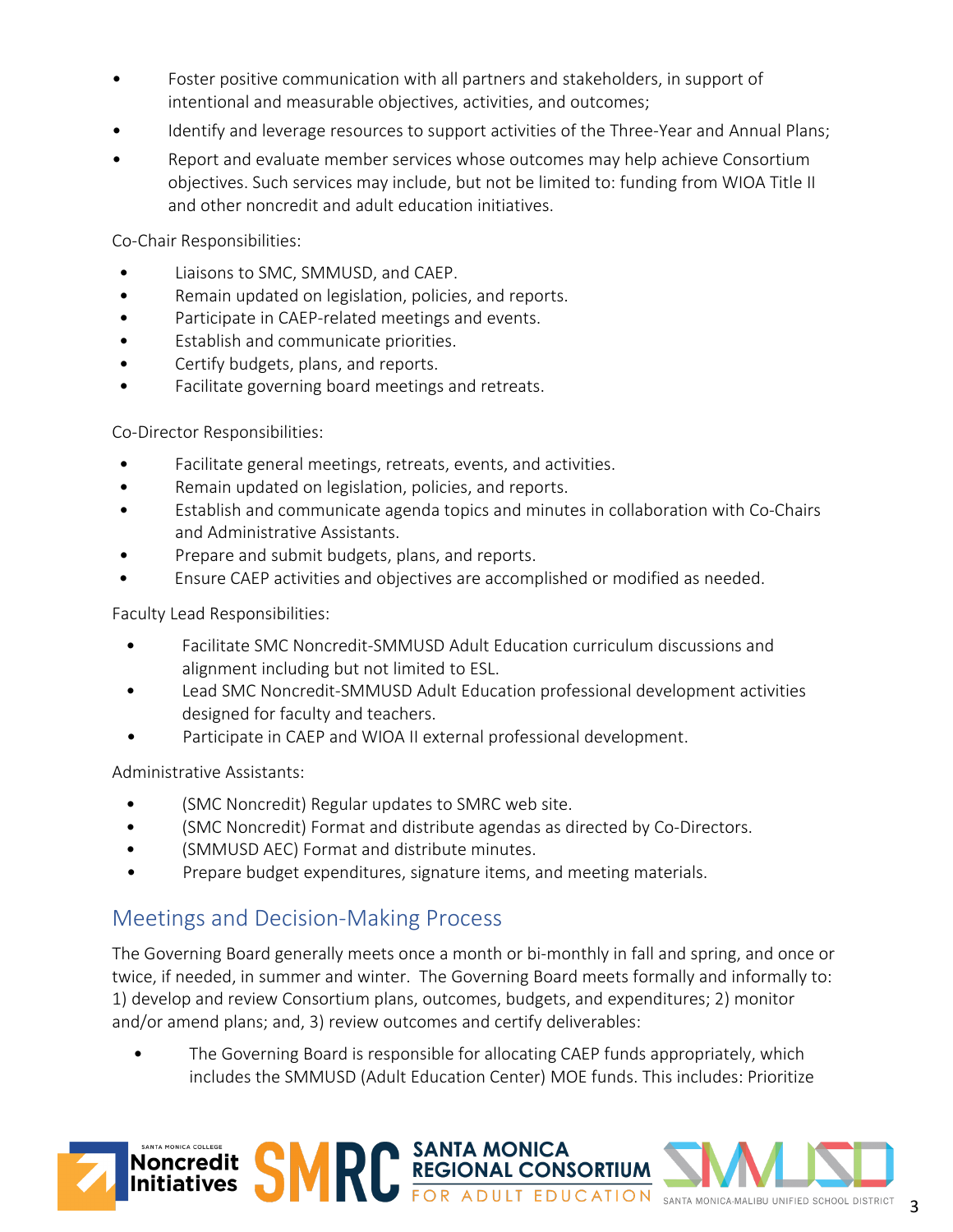- Foster positive communication with all partners and stakeholders, in support of intentional and measurable objectives, activities, and outcomes;
- Identify and leverage resources to support activities of the Three-Year and Annual Plans;
- Report and evaluate member services whose outcomes may help achieve Consortium objectives. Such services may include, but not be limited to: funding from WIOA Title II and other noncredit and adult education initiatives.

Co-Chair Responsibilities:

- Liaisons to SMC, SMMUSD, and CAEP.
- Remain updated on legislation, policies, and reports.
- Participate in CAEP-related meetings and events.
- Establish and communicate priorities.
- Certify budgets, plans, and reports.
- Facilitate governing board meetings and retreats.

Co-Director Responsibilities:

- Facilitate general meetings, retreats, events, and activities.
- Remain updated on legislation, policies, and reports.
- Establish and communicate agenda topics and minutes in collaboration with Co-Chairs and Administrative Assistants.
- Prepare and submit budgets, plans, and reports.
- Ensure CAEP activities and objectives are accomplished or modified as needed.

Faculty Lead Responsibilities:

- Facilitate SMC Noncredit-SMMUSD Adult Education curriculum discussions and alignment including but not limited to ESL.
- Lead SMC Noncredit-SMMUSD Adult Education professional development activities designed for faculty and teachers.
- Participate in CAEP and WIOA II external professional development.

Administrative Assistants:

- (SMC Noncredit) Regular updates to SMRC web site.
- (SMC Noncredit) Format and distribute agendas as directed by Co-Directors.
- (SMMUSD AEC) Format and distribute minutes.
- Prepare budget expenditures, signature items, and meeting materials.

## Meetings and Decision-Making Process

The Governing Board generally meets once a month or bi-monthly in fall and spring, and once or twice, if needed, in summer and winter. The Governing Board meets formally and informally to: 1) develop and review Consortium plans, outcomes, budgets, and expenditures; 2) monitor and/or amend plans; and, 3) review outcomes and certify deliverables:

- The Governing Board is responsible for allocating CAEP funds appropriately, which includes the SMMUSD (Adult Education Center) MOE funds. This includes: Prioritize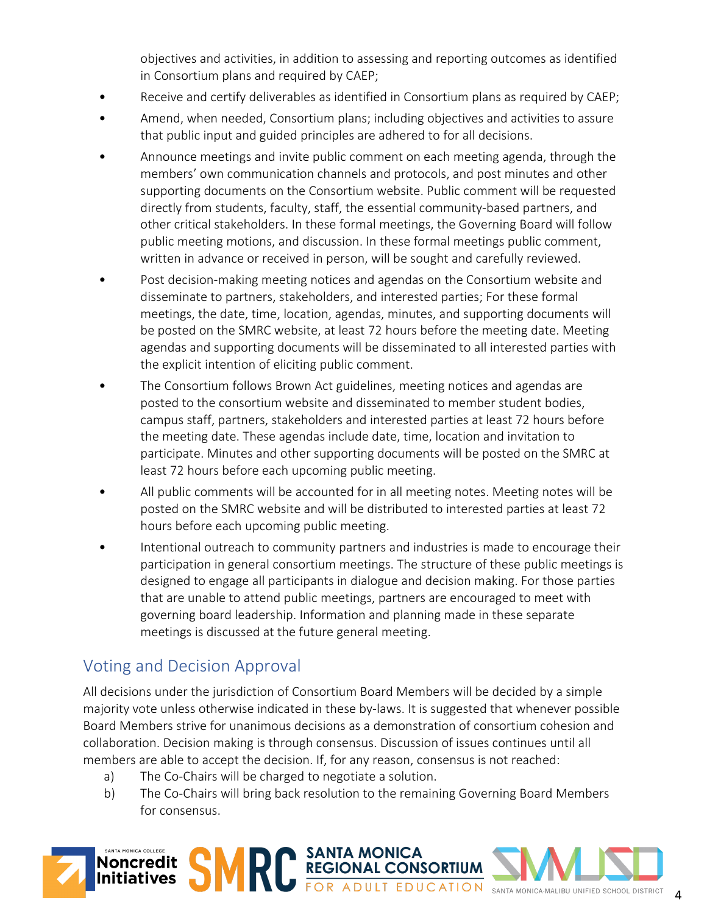objectives and activities, in addition to assessing and reporting outcomes as identified in Consortium plans and required by CAEP;

- Receive and certify deliverables as identified in Consortium plans as required by CAEP;
- Amend, when needed, Consortium plans; including objectives and activities to assure that public input and guided principles are adhered to for all decisions.
- Announce meetings and invite public comment on each meeting agenda, through the members' own communication channels and protocols, and post minutes and other supporting documents on the Consortium website. Public comment will be requested directly from students, faculty, staff, the essential community-based partners, and other critical stakeholders. In these formal meetings, the Governing Board will follow public meeting motions, and discussion. In these formal meetings public comment, written in advance or received in person, will be sought and carefully reviewed.
- Post decision-making meeting notices and agendas on the Consortium website and disseminate to partners, stakeholders, and interested parties; For these formal meetings, the date, time, location, agendas, minutes, and supporting documents will be posted on the SMRC website, at least 72 hours before the meeting date. Meeting agendas and supporting documents will be disseminated to all interested parties with the explicit intention of eliciting public comment.
- The Consortium follows Brown Act guidelines, meeting notices and agendas are posted to the consortium website and disseminated to member student bodies, campus staff, partners, stakeholders and interested parties at least 72 hours before the meeting date. These agendas include date, time, location and invitation to participate. Minutes and other supporting documents will be posted on the SMRC at least 72 hours before each upcoming public meeting.
- All public comments will be accounted for in all meeting notes. Meeting notes will be posted on the SMRC website and will be distributed to interested parties at least 72 hours before each upcoming public meeting.
- Intentional outreach to community partners and industries is made to encourage their participation in general consortium meetings. The structure of these public meetings is designed to engage all participants in dialogue and decision making. For those parties that are unable to attend public meetings, partners are encouraged to meet with governing board leadership. Information and planning made in these separate meetings is discussed at the future general meeting.

## Voting and Decision Approval

All decisions under the jurisdiction of Consortium Board Members will be decided by a simple majority vote unless otherwise indicated in these by-laws. It is suggested that whenever possible Board Members strive for unanimous decisions as a demonstration of consortium cohesion and collaboration. Decision making is through consensus. Discussion of issues continues until all members are able to accept the decision. If, for any reason, consensus is not reached:

a) The Co-Chairs will be charged to negotiate a solution.
b) The Co-Chairs will bring back resolution to the remaining Governing Board Members for consensus.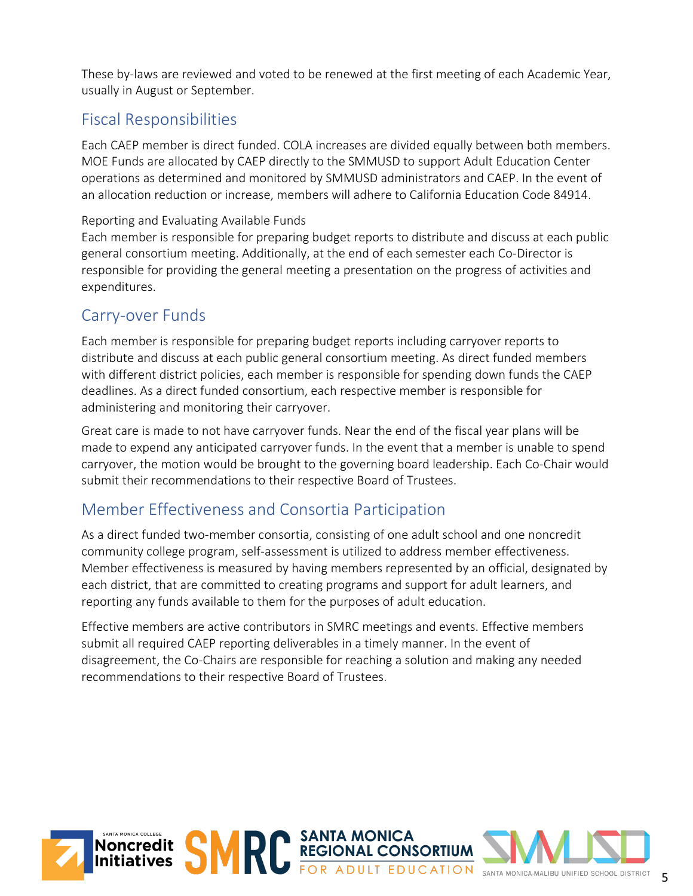These by-laws are reviewed and voted to be renewed at the first meeting of each Academic Year, usually in August or September.

## Fiscal Responsibilities

Each CAEP member is direct funded. COLA increases are divided equally between both members. MOE Funds are allocated by CAEP directly to the SMMUSD to support Adult Education Center operations as determined and monitored by SMMUSD administrators and CAEP. In the event of an allocation reduction or increase, members will adhere to California Education Code 84914.

### Reporting and Evaluating Available Funds

Each member is responsible for preparing budget reports to distribute and discuss at each public general consortium meeting. Additionally, at the end of each semester each Co-Director is responsible for providing the general meeting a presentation on the progress of activities and expenditures.

## Carry-over Funds

Each member is responsible for preparing budget reports including carryover reports to distribute and discuss at each public general consortium meeting. As direct funded members with different district policies, each member is responsible for spending down funds the CAEP deadlines. As a direct funded consortium, each respective member is responsible for administering and monitoring their carryover.

Great care is made to not have carryover funds. Near the end of the fiscal year plans will be made to expend any anticipated carryover funds. In the event that a member is unable to spend carryover, the motion would be brought to the governing board leadership. Each Co-Chair would submit their recommendations to their respective Board of Trustees.

## Member Effectiveness and Consortia Participation

As a direct funded two-member consortia, consisting of one adult school and one noncredit community college program, self-assessment is utilized to address member effectiveness. Member effectiveness is measured by having members represented by an official, designated by each district, that are committed to creating programs and support for adult learners, and reporting any funds available to them for the purposes of adult education.

Effective members are active contributors in SMRC meetings and events. Effective members submit all required CAEP reporting deliverables in a timely manner. In the event of disagreement, the Co-Chairs are responsible for reaching a solution and making any needed recommendations to their respective Board of Trustees.